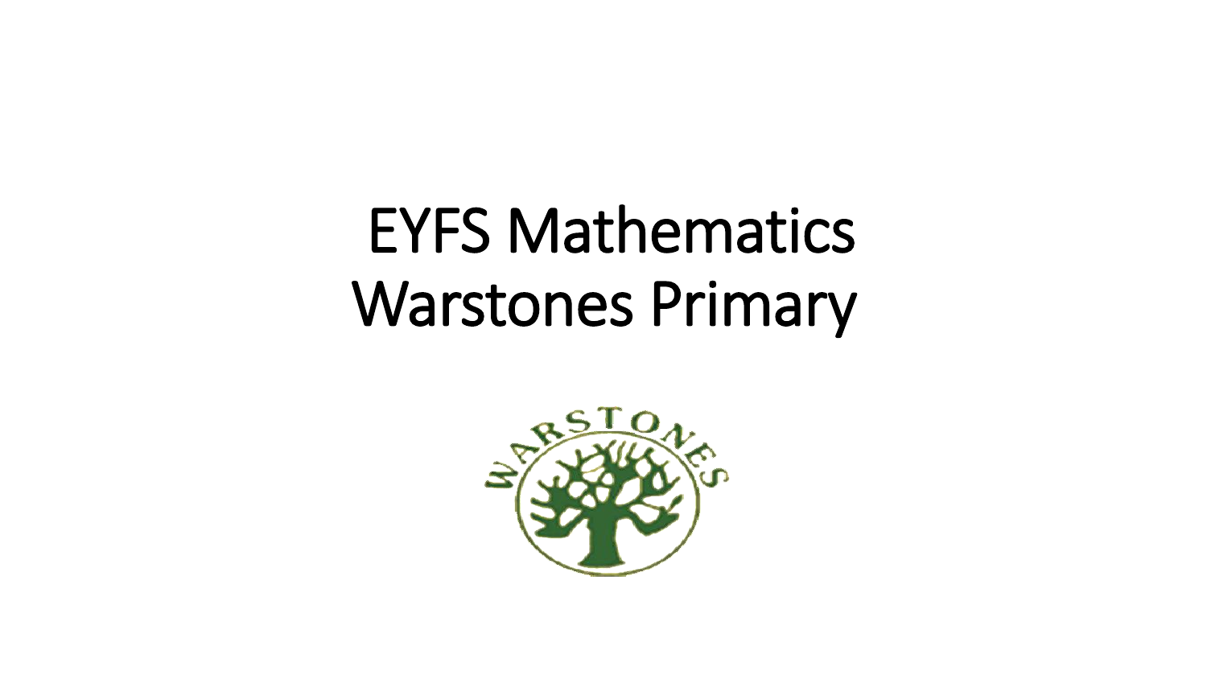# EYFS Mathematics
# Warstones Primary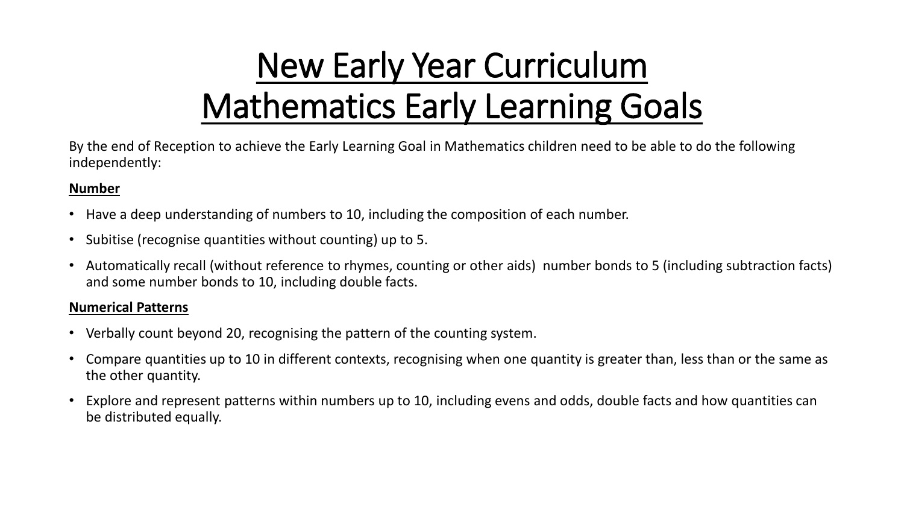# New Early Year Curriculum
# Mathematics Early Learning Goals

By the end of Reception to achieve the Early Learning Goal in Mathematics children need to be able to do the following independently:

**Number**

- Have a deep understanding of numbers to 10, including the composition of each number.
- Subitise (recognise quantities without counting) up to 5.
- Automatically recall (without reference to rhymes, counting or other aids) number bonds to 5 (including subtraction facts) and some number bonds to 10, including double facts.

**Numerical Patterns**

- Verbally count beyond 20, recognising the pattern of the counting system.
- Compare quantities up to 10 in different contexts, recognising when one quantity is greater than, less than or the same as the other quantity.
- Explore and represent patterns within numbers up to 10, including evens and odds, double facts and how quantities can be distributed equally.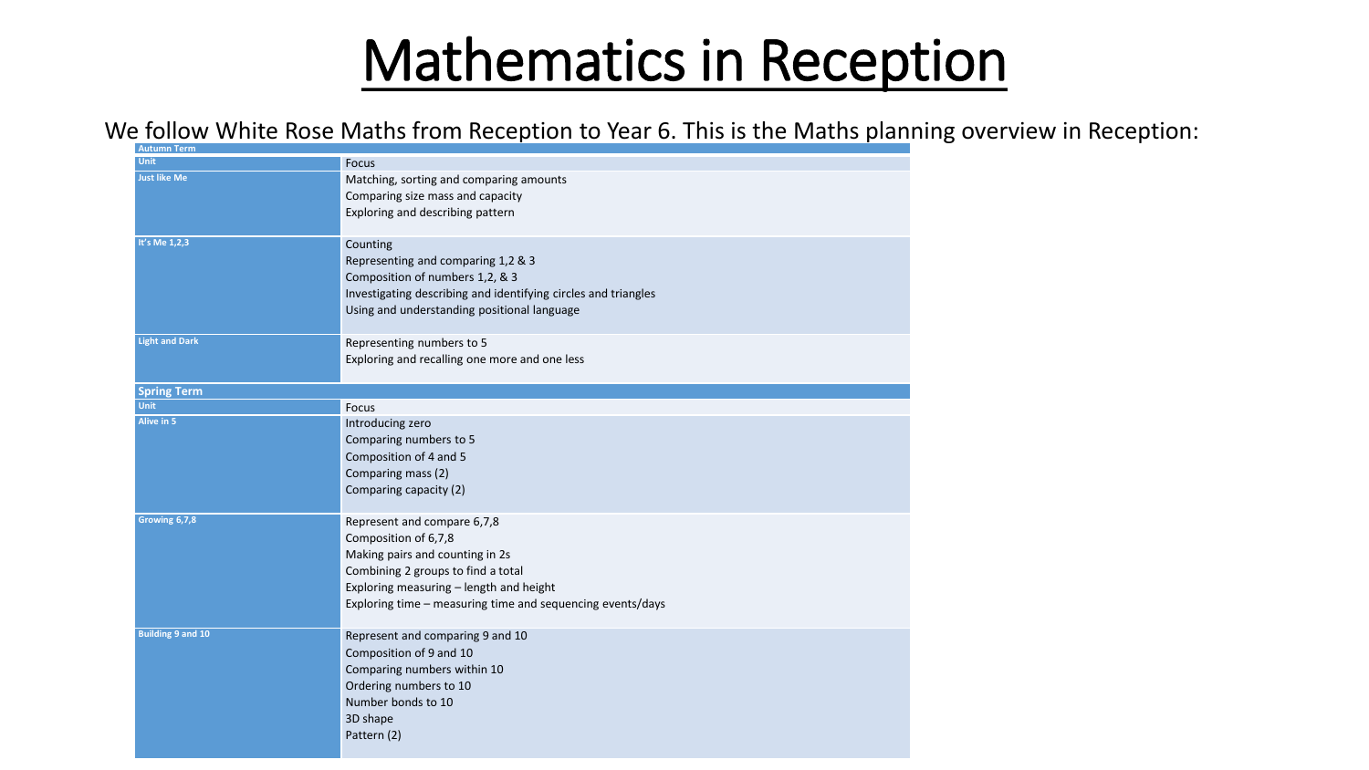# Mathematics in Reception

We follow White Rose Maths from Reception to Year 6. This is the Maths planning overview in Reception:

| Autumn Term | |
|---|---|
| **Unit** | **Focus** |
| Just like Me | Matching, sorting and comparing amounts<br>Comparing size mass and capacity<br>Exploring and describing pattern |
| It's Me 1,2,3 | Counting<br>Representing and comparing 1,2 & 3<br>Composition of numbers 1,2, & 3<br>Investigating describing and identifying circles and triangles<br>Using and understanding positional language |
| Light and Dark | Representing numbers to 5<br>Exploring and recalling one more and one less |

| Spring Term | |
|---|---|
| **Unit** | **Focus** |
| Alive in 5 | Introducing zero<br>Comparing numbers to 5<br>Composition of 4 and 5<br>Comparing mass (2)<br>Comparing capacity (2) |
| Growing 6,7,8 | Represent and compare 6,7,8<br>Composition of 6,7,8<br>Making pairs and counting in 2s<br>Combining 2 groups to find a total<br>Exploring measuring – length and height<br>Exploring time – measuring time and sequencing events/days |
| Building 9 and 10 | Represent and comparing 9 and 10<br>Composition of 9 and 10<br>Comparing numbers within 10<br>Ordering numbers to 10<br>Number bonds to 10<br>3D shape<br>Pattern (2) |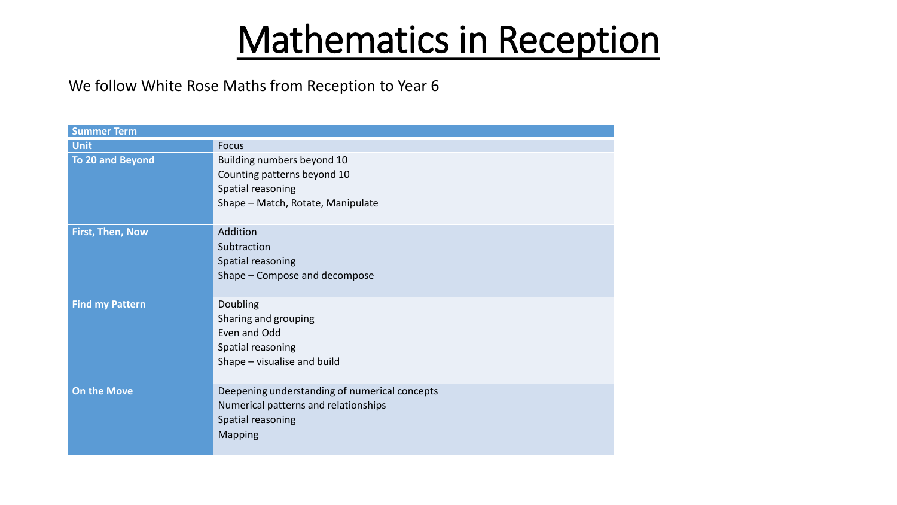# Mathematics in Reception

We follow White Rose Maths from Reception to Year 6

| **Summer Term** | |
|---|---|
| **Unit** | Focus |
| **To 20 and Beyond** | Building numbers beyond 10<br>Counting patterns beyond 10<br>Spatial reasoning<br>Shape – Match, Rotate, Manipulate |
| **First, Then, Now** | Addition<br>Subtraction<br>Spatial reasoning<br>Shape – Compose and decompose |
| **Find my Pattern** | Doubling<br>Sharing and grouping<br>Even and Odd<br>Spatial reasoning<br>Shape – visualise and build |
| **On the Move** | Deepening understanding of numerical concepts<br>Numerical patterns and relationships<br>Spatial reasoning<br>Mapping |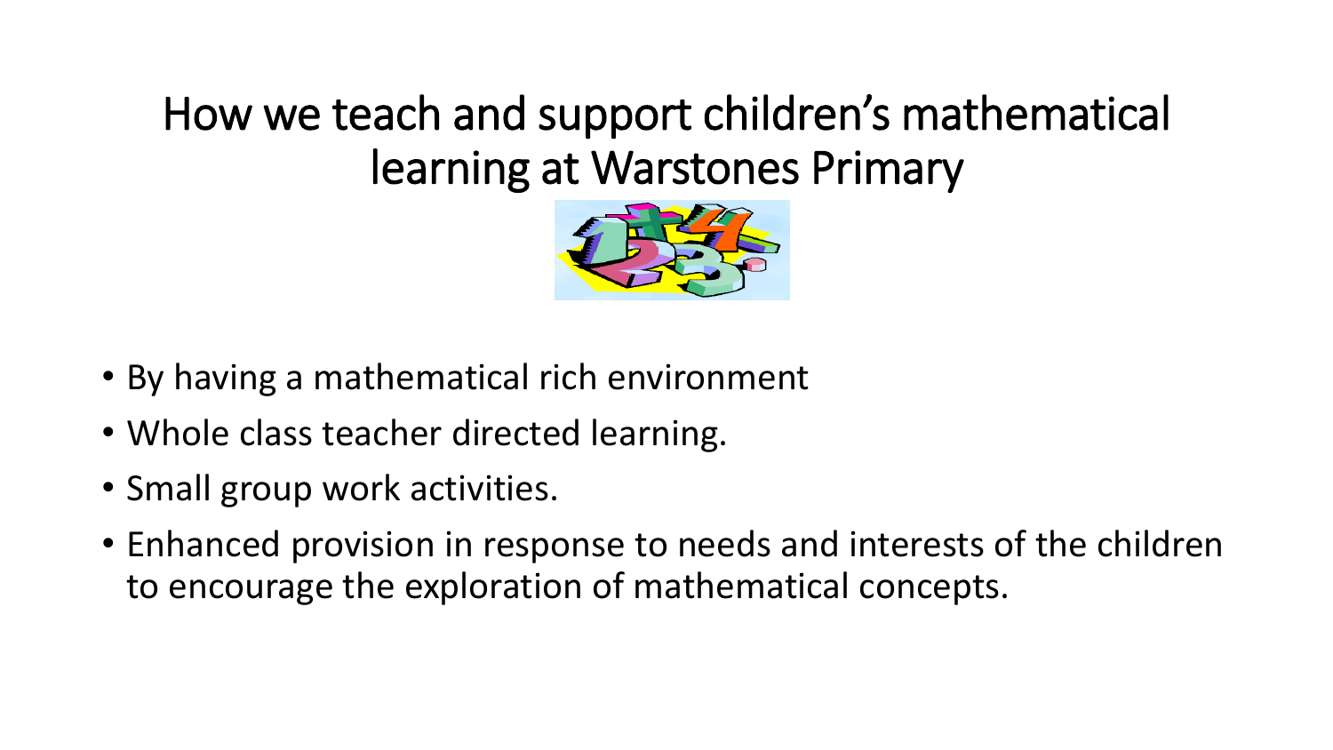# How we teach and support children's mathematical learning at Warstones Primary

- By having a mathematical rich environment
- Whole class teacher directed learning.
- Small group work activities.
- Enhanced provision in response to needs and interests of the children to encourage the exploration of mathematical concepts.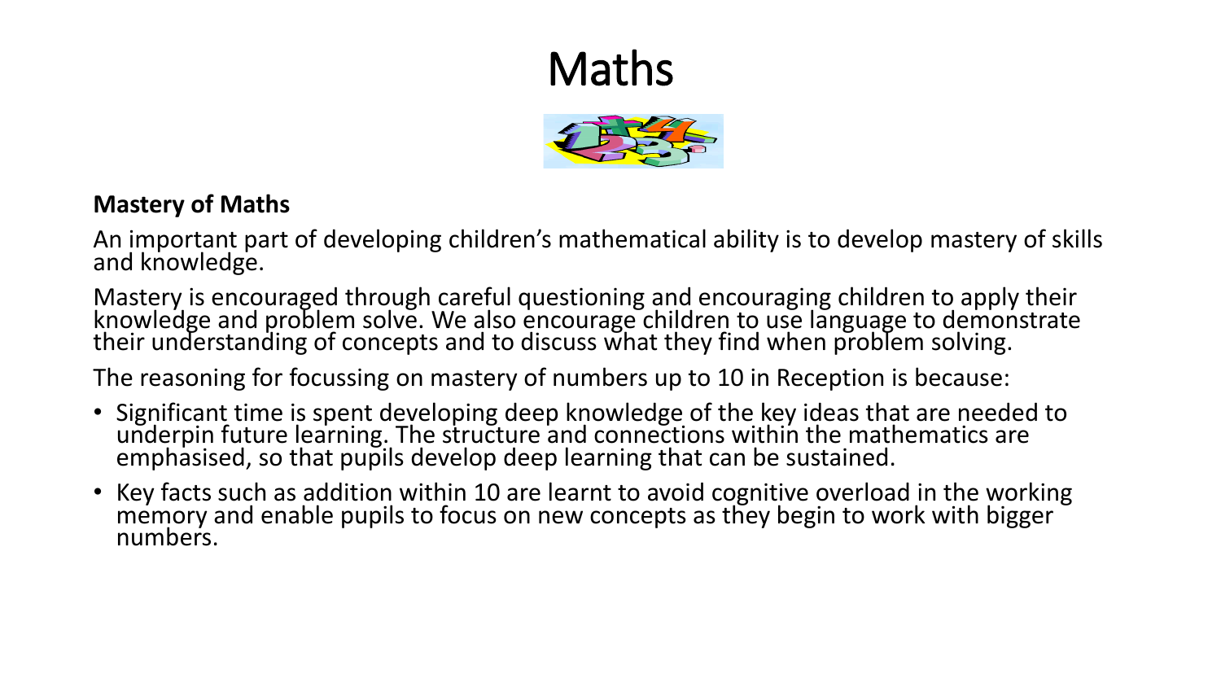# Maths

**Mastery of Maths**

An important part of developing children's mathematical ability is to develop mastery of skills and knowledge.

Mastery is encouraged through careful questioning and encouraging children to apply their knowledge and problem solve. We also encourage children to use language to demonstrate their understanding of concepts and to discuss what they find when problem solving.

The reasoning for focussing on mastery of numbers up to 10 in Reception is because:

- Significant time is spent developing deep knowledge of the key ideas that are needed to underpin future learning. The structure and connections within the mathematics are emphasised, so that pupils develop deep learning that can be sustained.
- Key facts such as addition within 10 are learnt to avoid cognitive overload in the working memory and enable pupils to focus on new concepts as they begin to work with bigger numbers.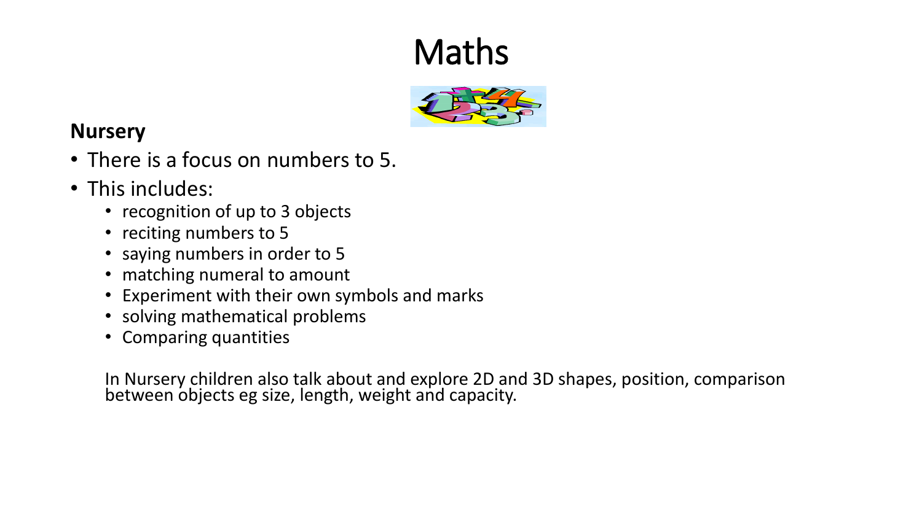# Maths

**Nursery**

- There is a focus on numbers to 5.
- This includes:
  - recognition of up to 3 objects
  - reciting numbers to 5
  - saying numbers in order to 5
  - matching numeral to amount
  - Experiment with their own symbols and marks
  - solving mathematical problems
  - Comparing quantities

In Nursery children also talk about and explore 2D and 3D shapes, position, comparison between objects eg size, length, weight and capacity.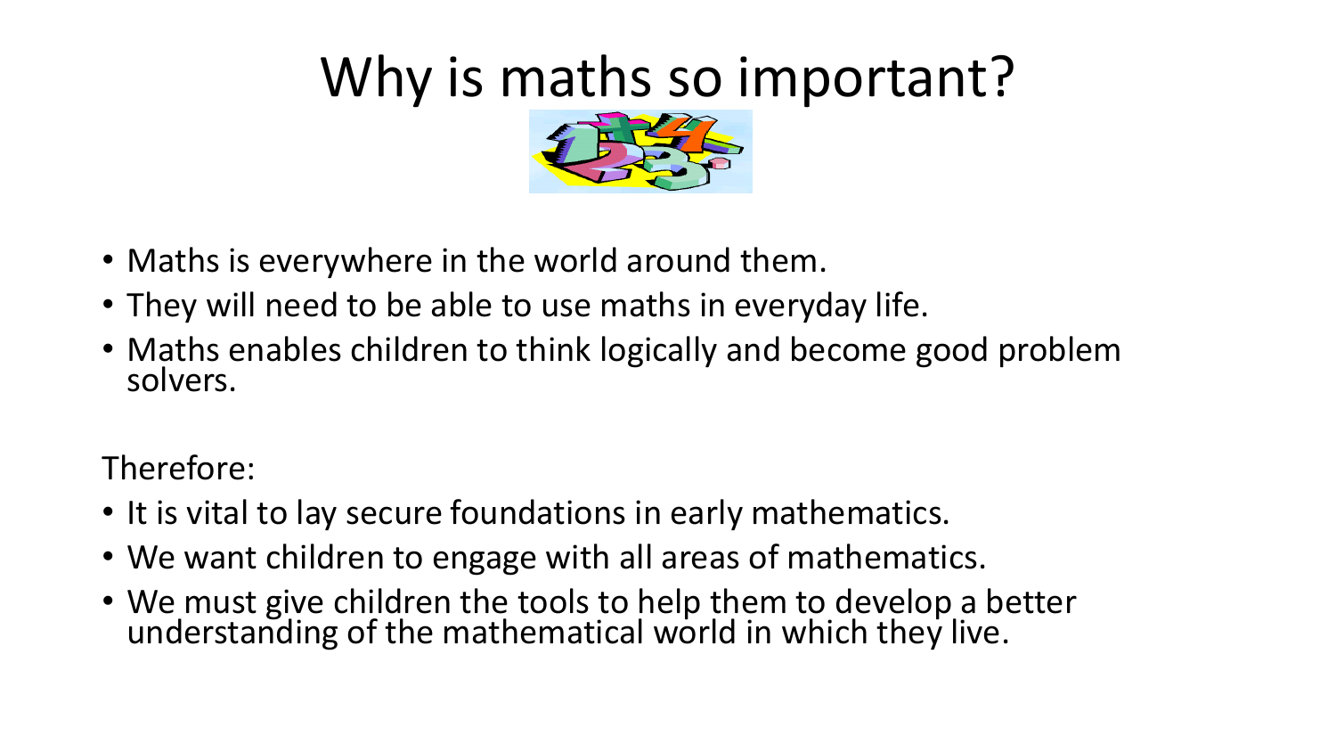# Why is maths so important?

- Maths is everywhere in the world around them.
- They will need to be able to use maths in everyday life.
- Maths enables children to think logically and become good problem solvers.

Therefore:

- It is vital to lay secure foundations in early mathematics.
- We want children to engage with all areas of mathematics.
- We must give children the tools to help them to develop a better understanding of the mathematical world in which they live.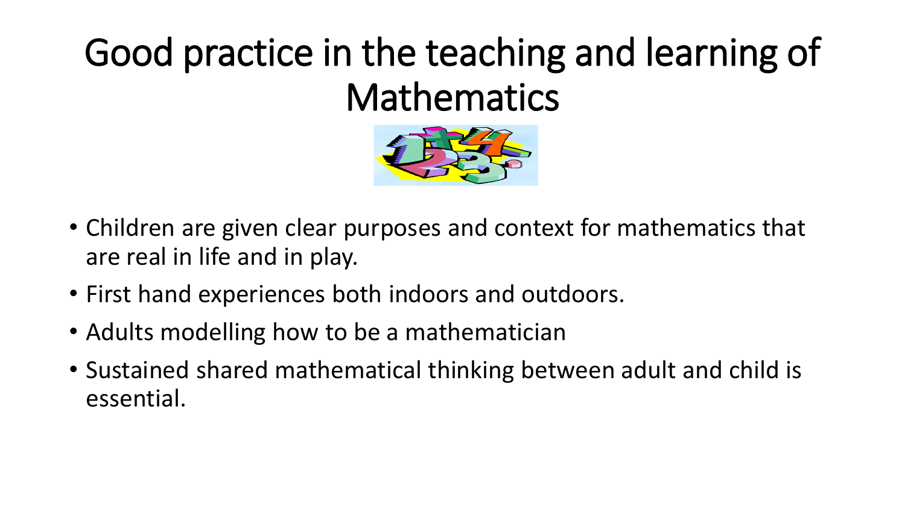# Good practice in the teaching and learning of Mathematics

- Children are given clear purposes and context for mathematics that are real in life and in play.
- First hand experiences both indoors and outdoors.
- Adults modelling how to be a mathematician
- Sustained shared mathematical thinking between adult and child is essential.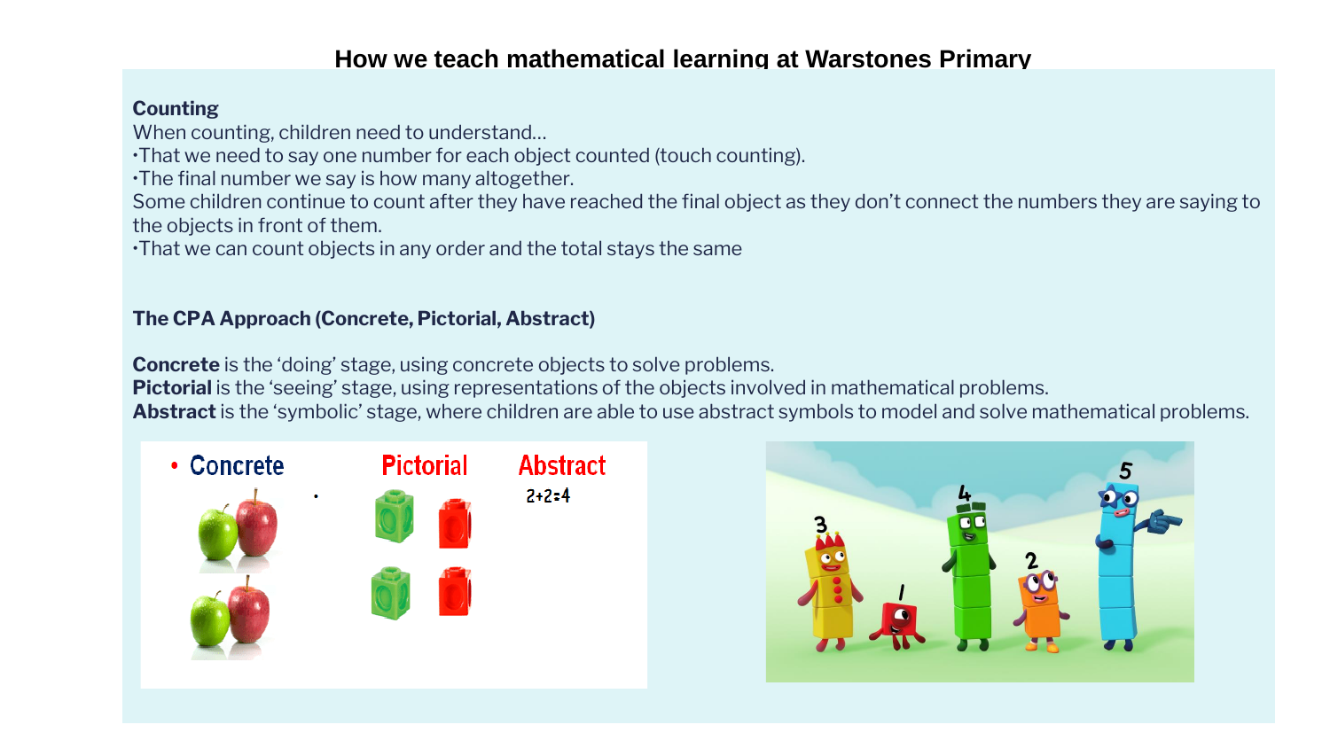# How we teach mathematical learning at Warstones Primary

**Counting**

When counting, children need to understand...

- That we need to say one number for each object counted (touch counting).
- The final number we say is how many altogether.

Some children continue to count after they have reached the final object as they don't connect the numbers they are saying to the objects in front of them.

- That we can count objects in any order and the total stays the same

**The CPA Approach (Concrete, Pictorial, Abstract)**

**Concrete** is the 'doing' stage, using concrete objects to solve problems.
**Pictorial** is the 'seeing' stage, using representations of the objects involved in mathematical problems.
**Abstract** is the 'symbolic' stage, where children are able to use abstract symbols to model and solve mathematical problems.

- Concrete

Pictorial

Abstract

2+2=4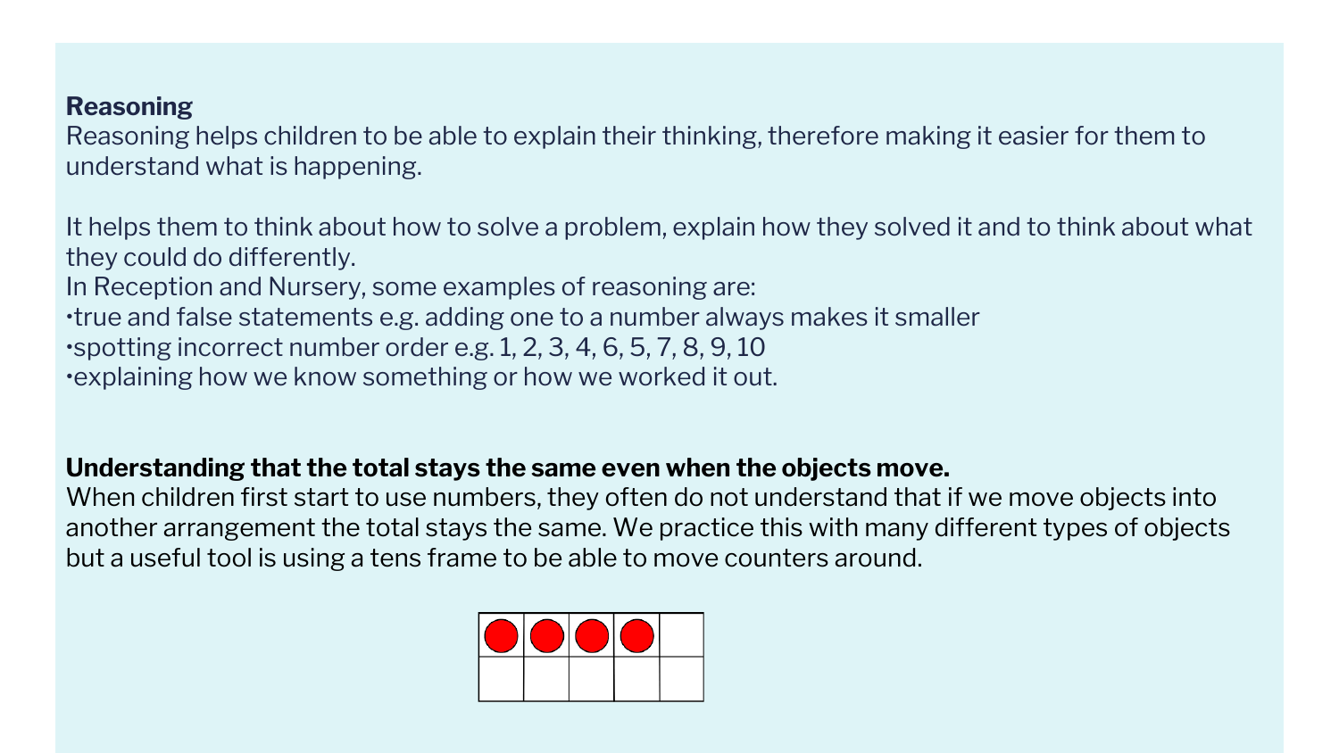**Reasoning**

Reasoning helps children to be able to explain their thinking, therefore making it easier for them to understand what is happening.

It helps them to think about how to solve a problem, explain how they solved it and to think about what they could do differently.

In Reception and Nursery, some examples of reasoning are:

- true and false statements e.g. adding one to a number always makes it smaller
- spotting incorrect number order e.g. 1, 2, 3, 4, 6, 5, 7, 8, 9, 10
- explaining how we know something or how we worked it out.

**Understanding that the total stays the same even when the objects move.**

When children first start to use numbers, they often do not understand that if we move objects into another arrangement the total stays the same. We practice this with many different types of objects but a useful tool is using a tens frame to be able to move counters around.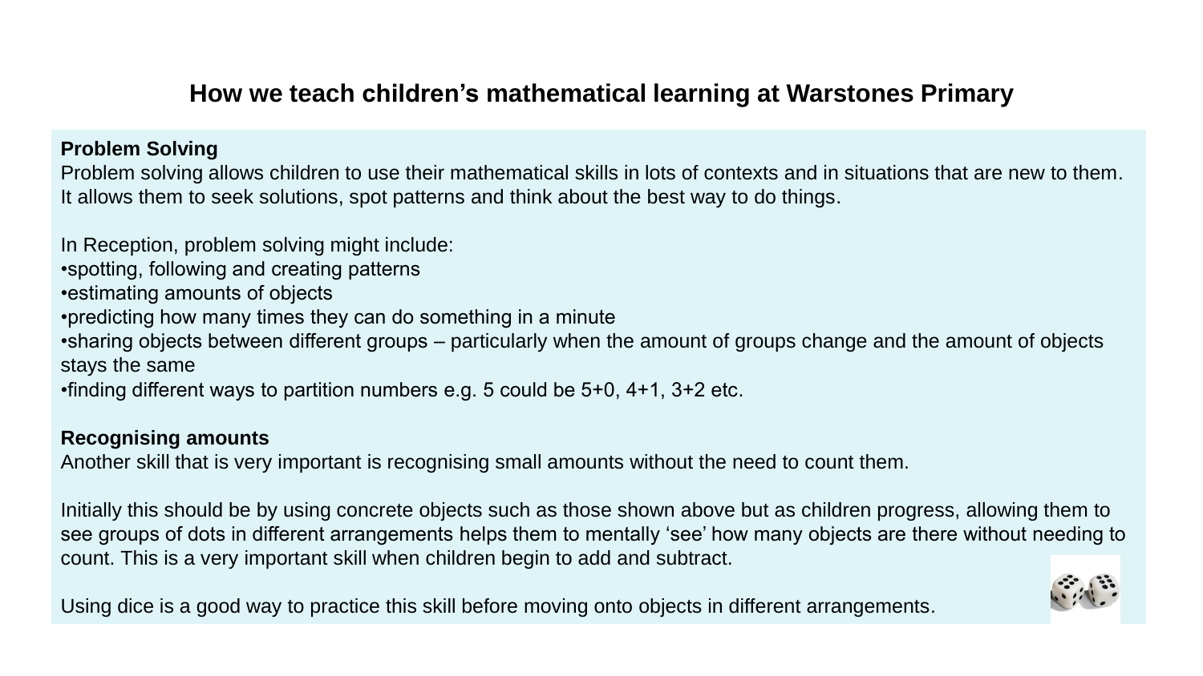# How we teach children's mathematical learning at Warstones Primary

**Problem Solving**

Problem solving allows children to use their mathematical skills in lots of contexts and in situations that are new to them. It allows them to seek solutions, spot patterns and think about the best way to do things.

In Reception, problem solving might include:

- spotting, following and creating patterns
- estimating amounts of objects
- predicting how many times they can do something in a minute
- sharing objects between different groups – particularly when the amount of groups change and the amount of objects stays the same
- finding different ways to partition numbers e.g. 5 could be 5+0, 4+1, 3+2 etc.

**Recognising amounts**

Another skill that is very important is recognising small amounts without the need to count them.

Initially this should be by using concrete objects such as those shown above but as children progress, allowing them to see groups of dots in different arrangements helps them to mentally 'see' how many objects are there without needing to count. This is a very important skill when children begin to add and subtract.

Using dice is a good way to practice this skill before moving onto objects in different arrangements.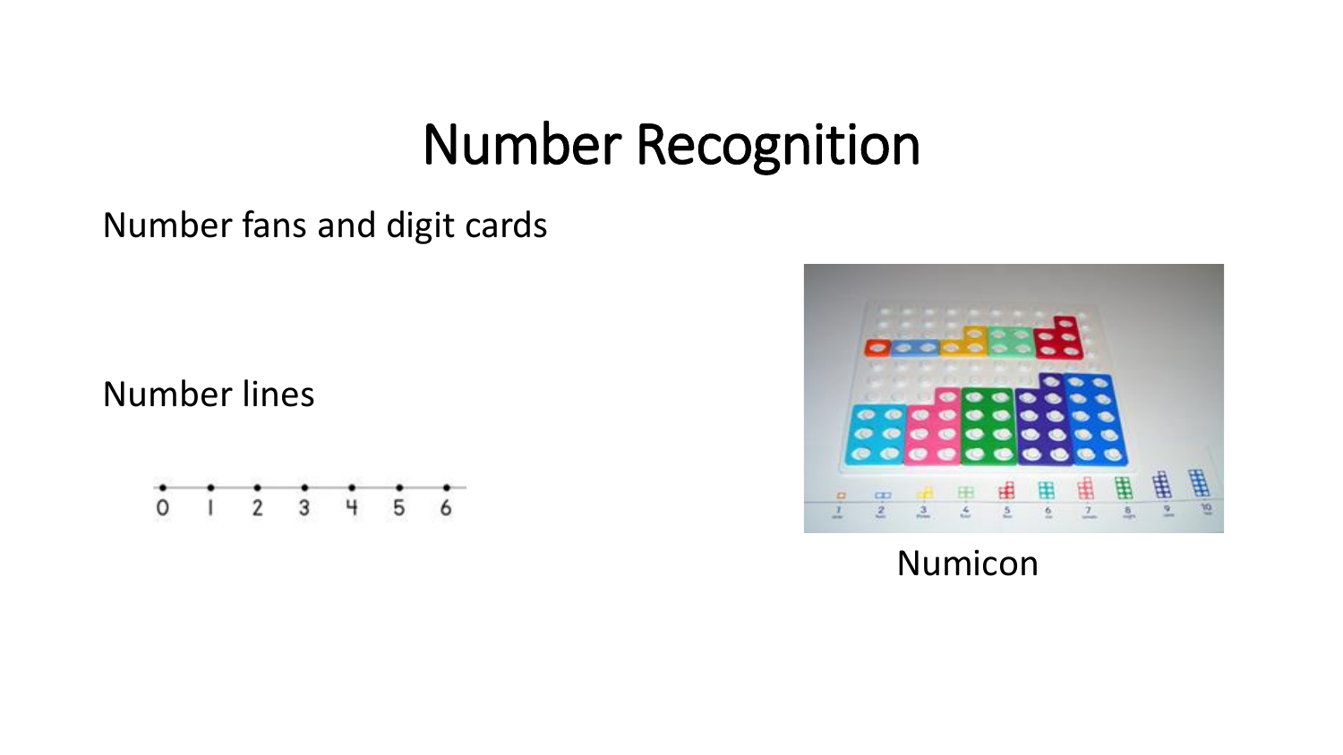# Number Recognition

Number fans and digit cards

Number lines

0 1 2 3 4 5 6

Numicon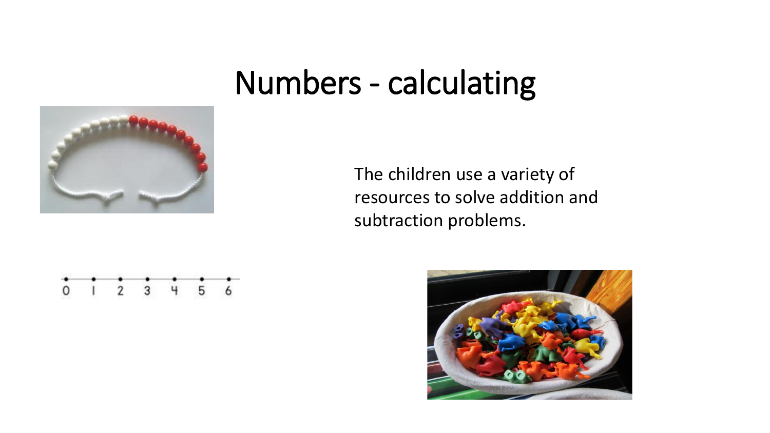# Numbers - calculating

The children use a variety of resources to solve addition and subtraction problems.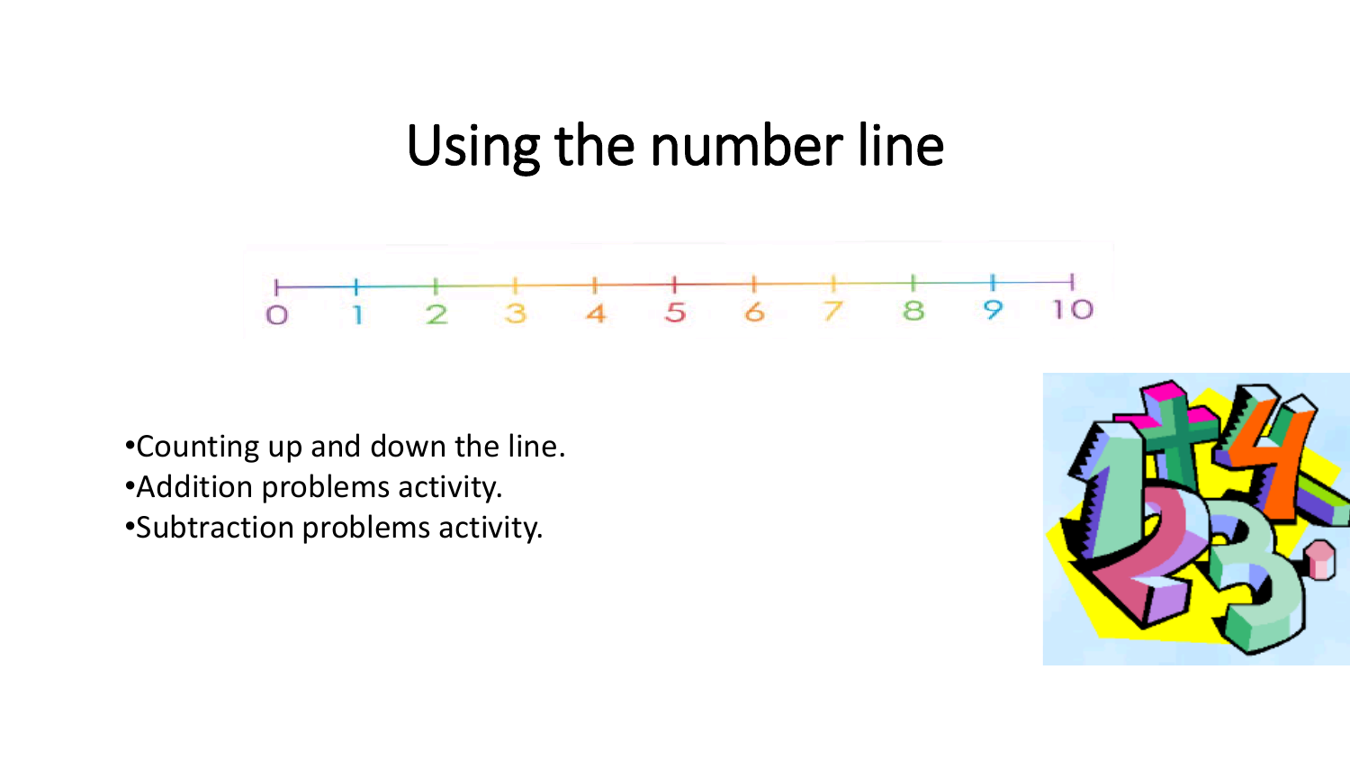# Using the number line

0 1 2 3 4 5 6 7 8 9 10

- Counting up and down the line.
- Addition problems activity.
- Subtraction problems activity.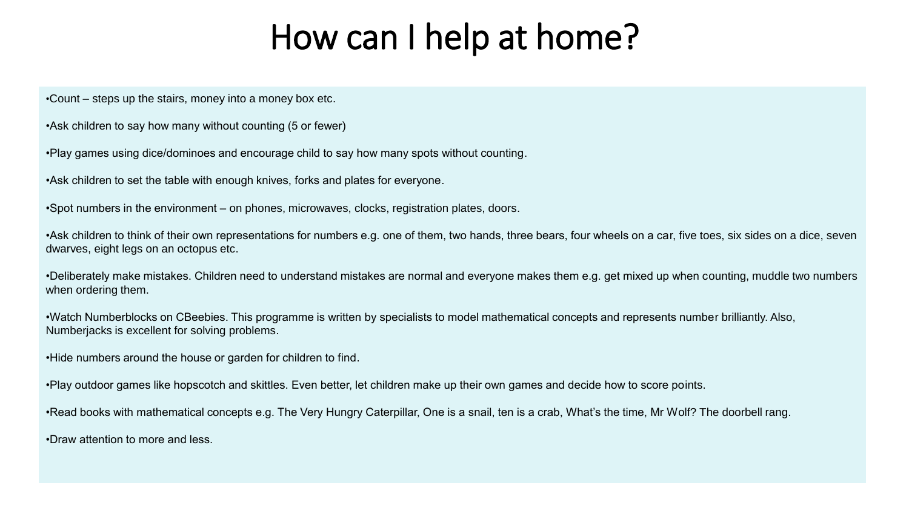# How can I help at home?

- Count – steps up the stairs, money into a money box etc.
- Ask children to say how many without counting (5 or fewer)
- Play games using dice/dominoes and encourage child to say how many spots without counting.
- Ask children to set the table with enough knives, forks and plates for everyone.
- Spot numbers in the environment – on phones, microwaves, clocks, registration plates, doors.
- Ask children to think of their own representations for numbers e.g. one of them, two hands, three bears, four wheels on a car, five toes, six sides on a dice, seven dwarves, eight legs on an octopus etc.
- Deliberately make mistakes. Children need to understand mistakes are normal and everyone makes them e.g. get mixed up when counting, muddle two numbers when ordering them.
- Watch Numberblocks on CBeebies. This programme is written by specialists to model mathematical concepts and represents number brilliantly. Also, Numberjacks is excellent for solving problems.
- Hide numbers around the house or garden for children to find.
- Play outdoor games like hopscotch and skittles. Even better, let children make up their own games and decide how to score points.
- Read books with mathematical concepts e.g. The Very Hungry Caterpillar, One is a snail, ten is a crab, What's the time, Mr Wolf? The doorbell rang.
- Draw attention to more and less.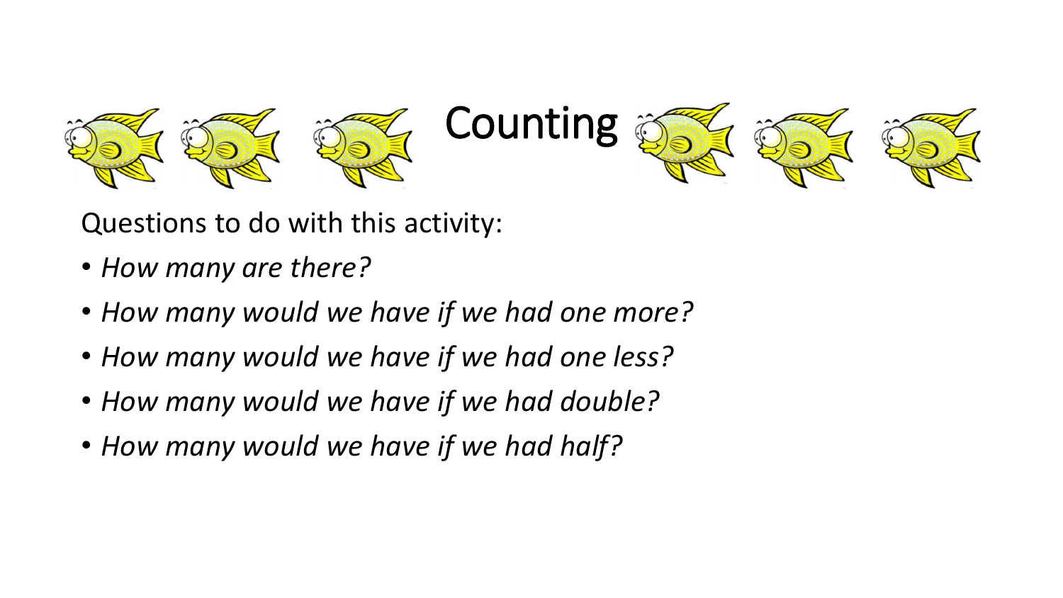# Counting

Questions to do with this activity:

- *How many are there?*
- *How many would we have if we had one more?*
- *How many would we have if we had one less?*
- *How many would we have if we had double?*
- *How many would we have if we had half?*